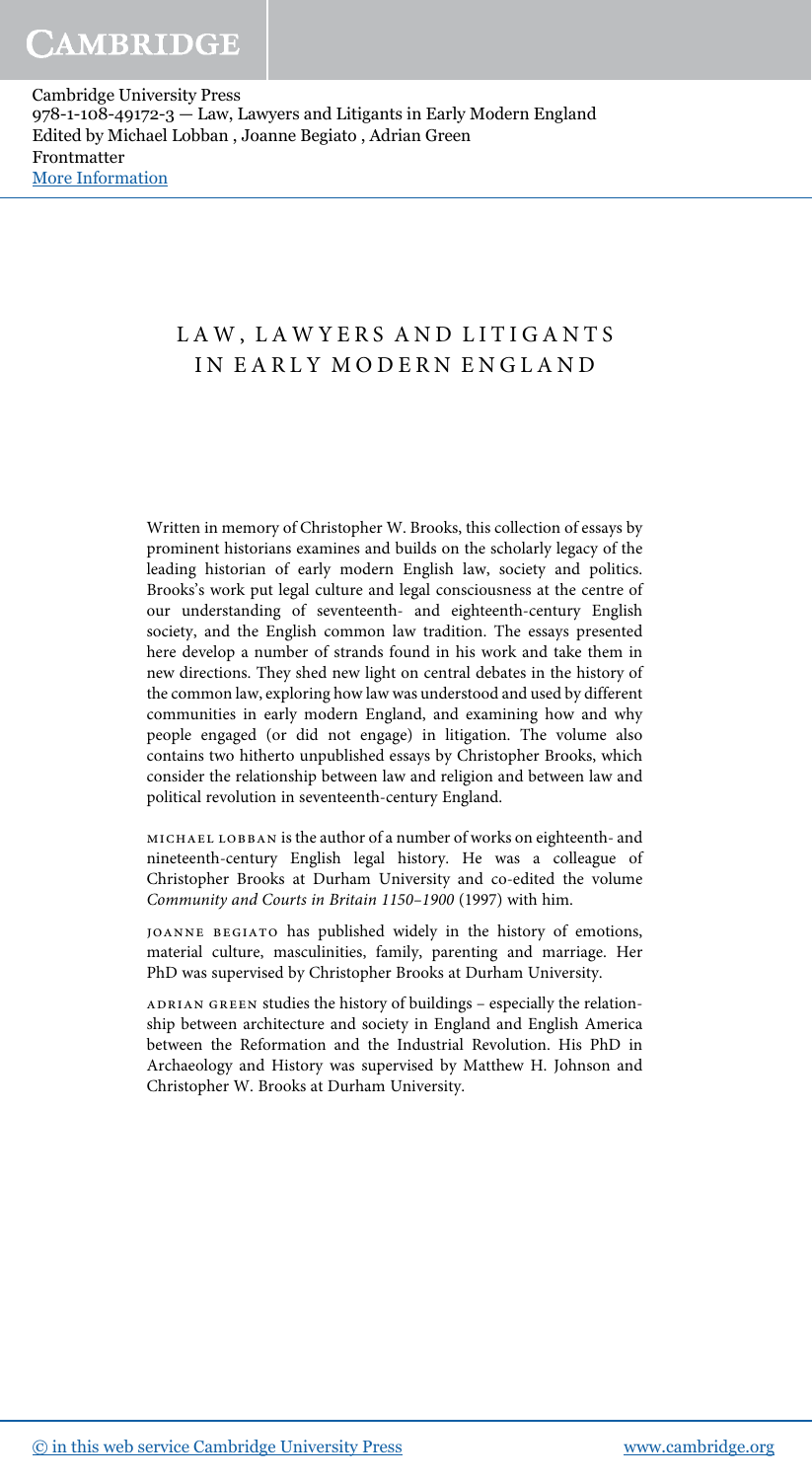# LAW, LAWYERS AND LITIGANTS IN EARLY MODERN ENGLAND

Written in memory of Christopher W. Brooks, this collection of essays by prominent historians examines and builds on the scholarly legacy of the leading historian of early modern English law, society and politics. Brooks's work put legal culture and legal consciousness at the centre of our understanding of seventeenth- and eighteenth-century English society, and the English common law tradition. The essays presented here develop a number of strands found in his work and take them in new directions. They shed new light on central debates in the history of the common law, exploring how law was understood and used by different communities in early modern England, and examining how and why people engaged (or did not engage) in litigation. The volume also contains two hitherto unpublished essays by Christopher Brooks, which consider the relationship between law and religion and between law and political revolution in seventeenth-century England.

MICHAEL LOBBAN is the author of a number of works on eighteenth- and nineteenth-century English legal history. He was a colleague of Christopher Brooks at Durham University and co-edited the volume *Community and Courts in Britain 1150–1900* (1997) with him.

JOANNE BEGIATO has published widely in the history of emotions, material culture, masculinities, family, parenting and marriage. Her PhD was supervised by Christopher Brooks at Durham University.

ADRIAN GREEN studies the history of buildings – especially the relationship between architecture and society in England and English America between the Reformation and the Industrial Revolution. His PhD in Archaeology and History was supervised by Matthew H. Johnson and Christopher W. Brooks at Durham University.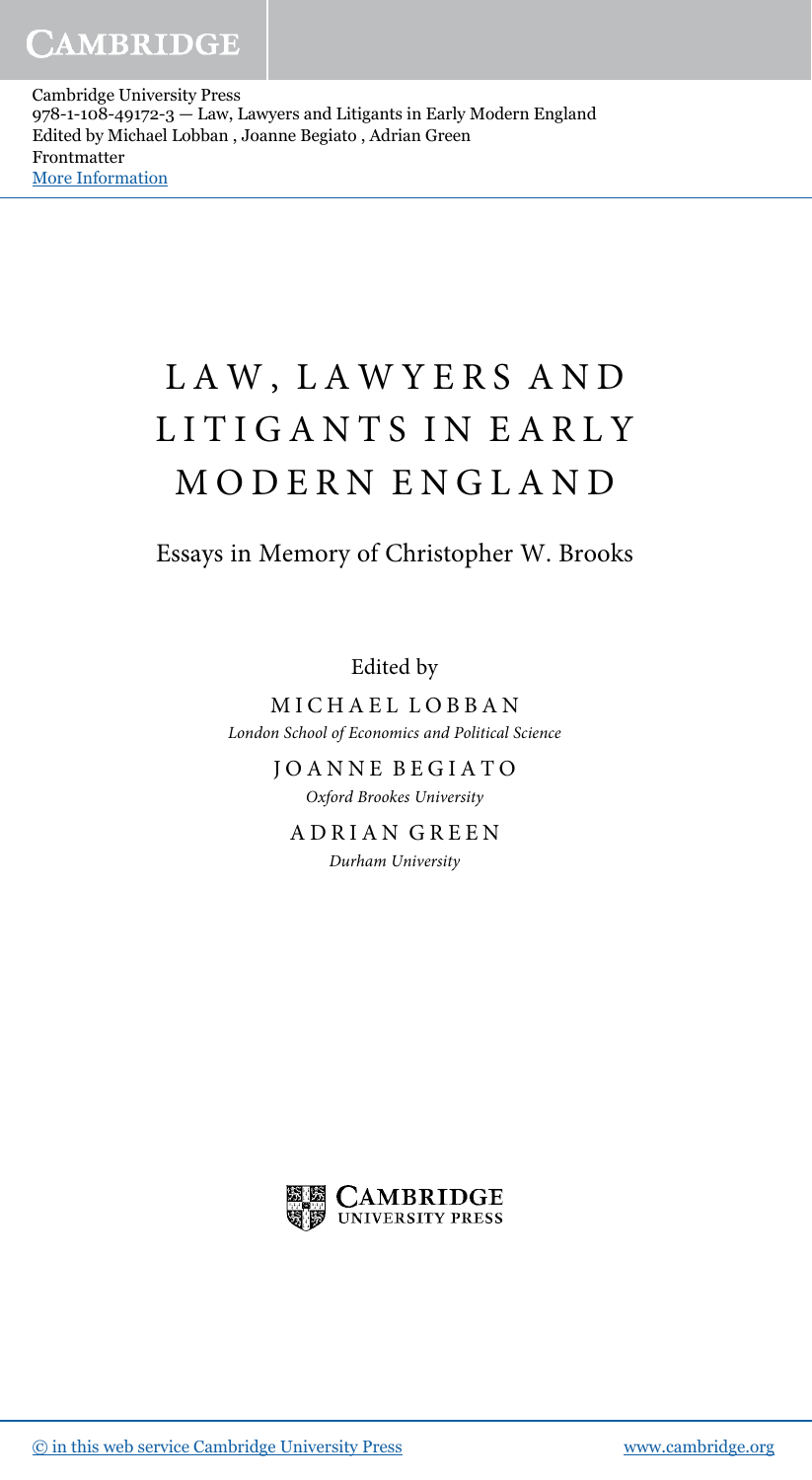# LAW, LAWYERS AND LITIGANTS IN EARLY MODERN ENGLAND

Essays in Memory of Christopher W. Brooks

Edited by

MICHAEL LOBBAN

*London School of Economics and Political Science*

JOANNE BEGIATO

*Oxford Brookes University*

ADRIAN GREEN

*Durham University*

CAMBRIDGE UNIVERSITY PRESS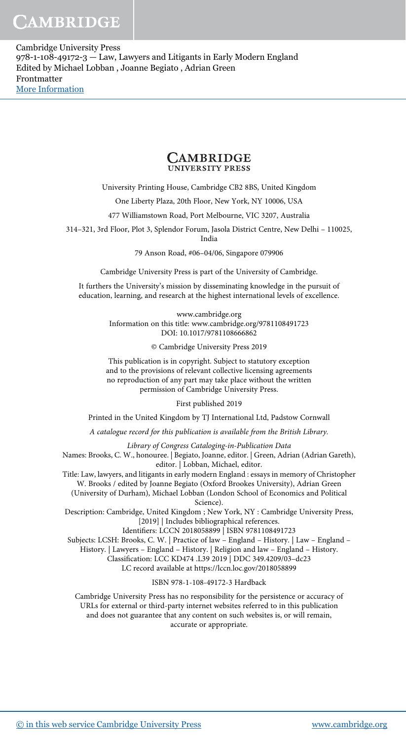**CAMBRIDGE**
UNIVERSITY PRESS

University Printing House, Cambridge CB2 8BS, United Kingdom

One Liberty Plaza, 20th Floor, New York, NY 10006, USA

477 Williamstown Road, Port Melbourne, VIC 3207, Australia

314–321, 3rd Floor, Plot 3, Splendor Forum, Jasola District Centre, New Delhi – 110025, India

79 Anson Road, #06–04/06, Singapore 079906

Cambridge University Press is part of the University of Cambridge.

It furthers the University's mission by disseminating knowledge in the pursuit of education, learning, and research at the highest international levels of excellence.

www.cambridge.org
Information on this title: www.cambridge.org/9781108491723
DOI: 10.1017/9781108666862

© Cambridge University Press 2019

This publication is in copyright. Subject to statutory exception and to the provisions of relevant collective licensing agreements no reproduction of any part may take place without the written permission of Cambridge University Press.

First published 2019

Printed in the United Kingdom by TJ International Ltd, Padstow Cornwall

*A catalogue record for this publication is available from the British Library.*

*Library of Congress Cataloging-in-Publication Data*
Names: Brooks, C. W., honouree. | Begiato, Joanne, editor. | Green, Adrian (Adrian Gareth), editor. | Lobban, Michael, editor.
Title: Law, lawyers, and litigants in early modern England : essays in memory of Christopher W. Brooks / edited by Joanne Begiato (Oxford Brookes University), Adrian Green (University of Durham), Michael Lobban (London School of Economics and Political Science).
Description: Cambridge, United Kingdom ; New York, NY : Cambridge University Press, [2019] | Includes bibliographical references.
Identifiers: LCCN 2018058899 | ISBN 9781108491723
Subjects: LCSH: Brooks, C. W. | Practice of law – England – History. | Law – England – History. | Lawyers – England – History. | Religion and law – England – History.
Classification: LCC KD474 .L39 2019 | DDC 349.4209/03–dc23
LC record available at https://lccn.loc.gov/2018058899

ISBN 978-1-108-49172-3 Hardback

Cambridge University Press has no responsibility for the persistence or accuracy of URLs for external or third-party internet websites referred to in this publication and does not guarantee that any content on such websites is, or will remain, accurate or appropriate.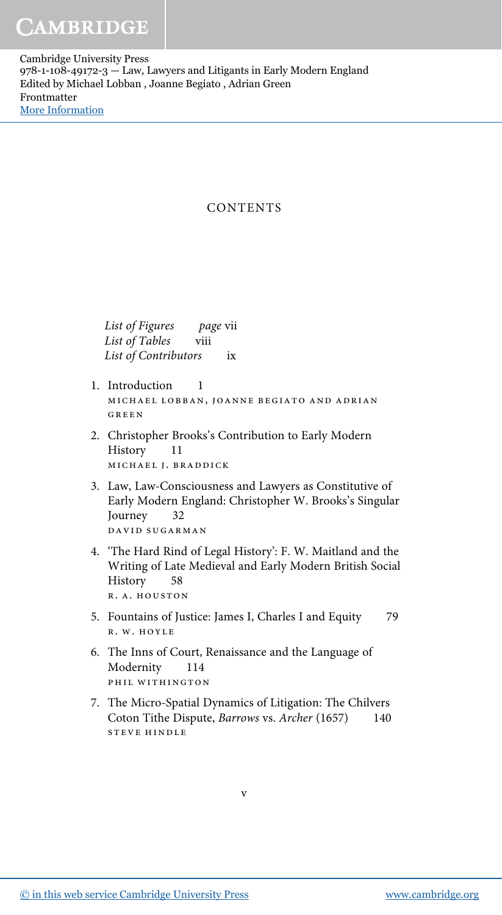# CONTENTS

*List of Figures* page vii
*List of Tables* viii
*List of Contributors* ix

1. Introduction 1
   MICHAEL LOBBAN, JOANNE BEGIATO AND ADRIAN GREEN
2. Christopher Brooks's Contribution to Early Modern History 11
   MICHAEL J. BRADDICK
3. Law, Law-Consciousness and Lawyers as Constitutive of Early Modern England: Christopher W. Brooks's Singular Journey 32
   DAVID SUGARMAN
4. 'The Hard Rind of Legal History': F. W. Maitland and the Writing of Late Medieval and Early Modern British Social History 58
   R. A. HOUSTON
5. Fountains of Justice: James I, Charles I and Equity 79
   R. W. HOYLE
6. The Inns of Court, Renaissance and the Language of Modernity 114
   PHIL WITHINGTON
7. The Micro-Spatial Dynamics of Litigation: The Chilvers Coton Tithe Dispute, *Barrows* vs. *Archer* (1657) 140
   STEVE HINDLE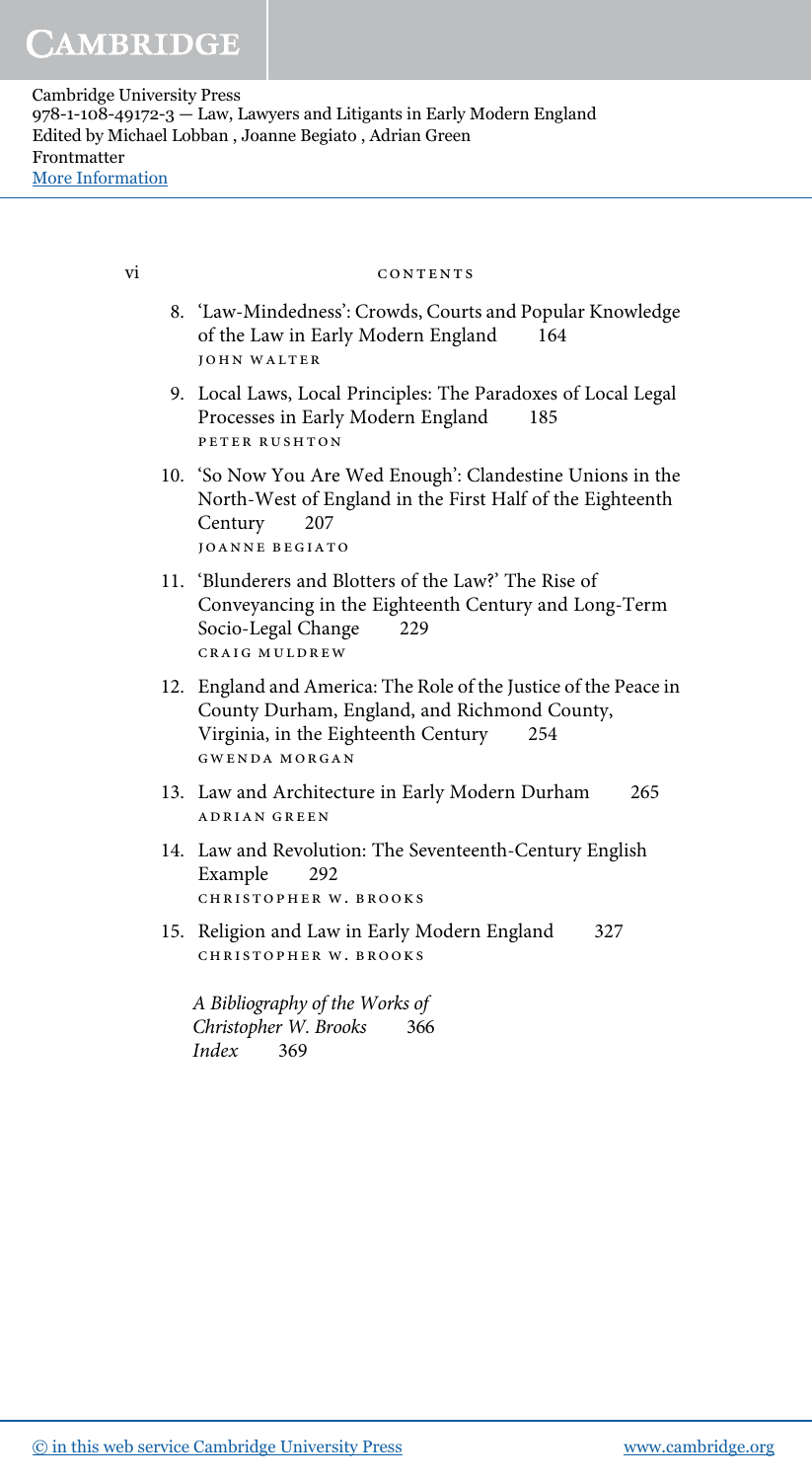8. 'Law-Mindedness': Crowds, Courts and Popular Knowledge of the Law in Early Modern England 164
   JOHN WALTER

9. Local Laws, Local Principles: The Paradoxes of Local Legal Processes in Early Modern England 185
   PETER RUSHTON

10. 'So Now You Are Wed Enough': Clandestine Unions in the North-West of England in the First Half of the Eighteenth Century 207
    JOANNE BEGIATO

11. 'Blunderers and Blotters of the Law?' The Rise of Conveyancing in the Eighteenth Century and Long-Term Socio-Legal Change 229
    CRAIG MULDREW

12. England and America: The Role of the Justice of the Peace in County Durham, England, and Richmond County, Virginia, in the Eighteenth Century 254
    GWENDA MORGAN

13. Law and Architecture in Early Modern Durham 265
    ADRIAN GREEN

14. Law and Revolution: The Seventeenth-Century English Example 292
    CHRISTOPHER W. BROOKS

15. Religion and Law in Early Modern England 327
    CHRISTOPHER W. BROOKS

*A Bibliography of the Works of Christopher W. Brooks* 366

*Index* 369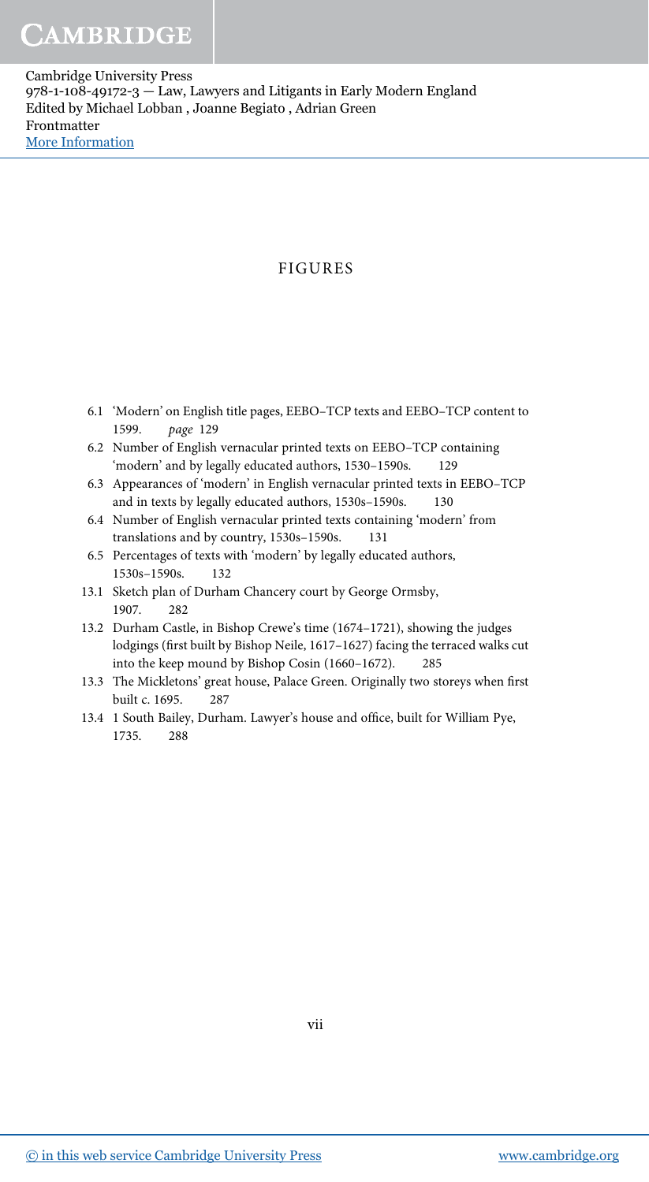# FIGURES

- 6.1 'Modern' on English title pages, EEBO–TCP texts and EEBO–TCP content to 1599. *page* 129
- 6.2 Number of English vernacular printed texts on EEBO–TCP containing 'modern' and by legally educated authors, 1530–1590s. 129
- 6.3 Appearances of 'modern' in English vernacular printed texts in EEBO–TCP and in texts by legally educated authors, 1530s–1590s. 130
- 6.4 Number of English vernacular printed texts containing 'modern' from translations and by country, 1530s–1590s. 131
- 6.5 Percentages of texts with 'modern' by legally educated authors, 1530s–1590s. 132
- 13.1 Sketch plan of Durham Chancery court by George Ormsby, 1907. 282
- 13.2 Durham Castle, in Bishop Crewe's time (1674–1721), showing the judges lodgings (first built by Bishop Neile, 1617–1627) facing the terraced walks cut into the keep mound by Bishop Cosin (1660–1672). 285
- 13.3 The Mickletons' great house, Palace Green. Originally two storeys when first built c. 1695. 287
- 13.4 1 South Bailey, Durham. Lawyer's house and office, built for William Pye, 1735. 288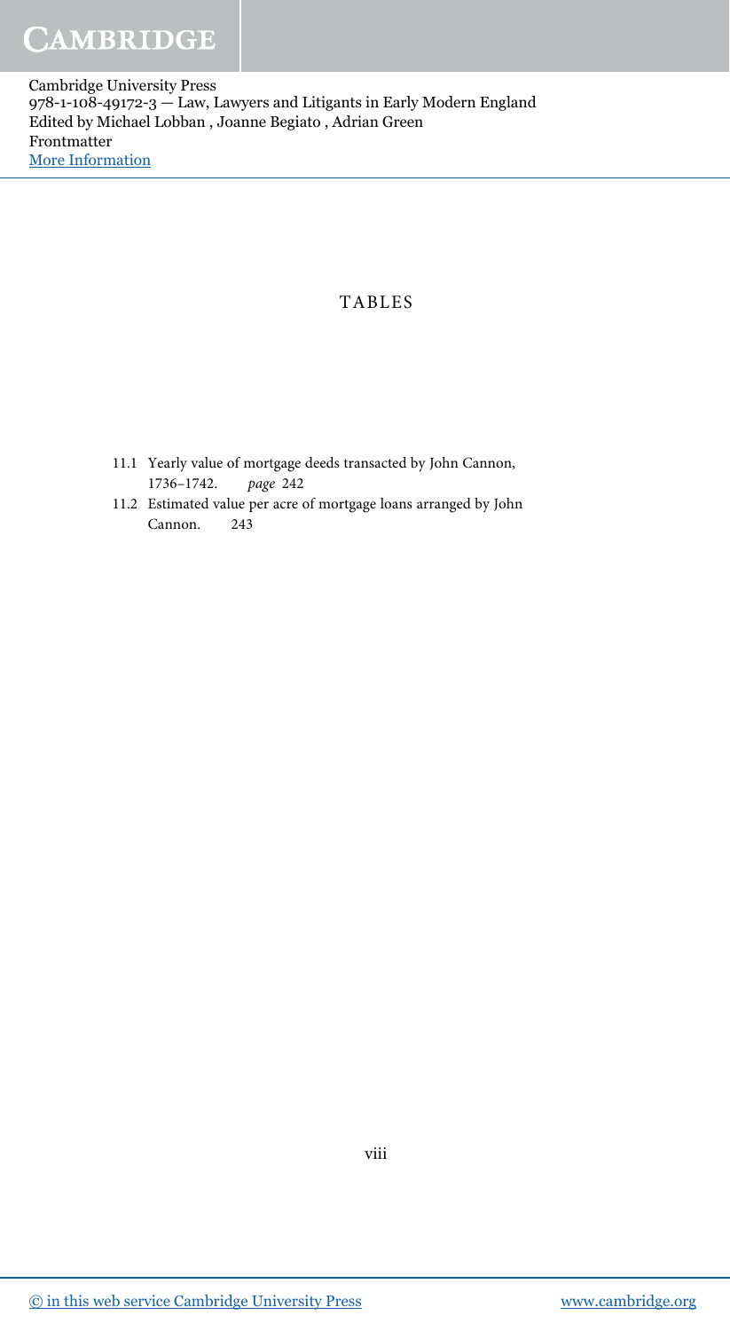# TABLES

11.1 Yearly value of mortgage deeds transacted by John Cannon, 1736–1742. *page* 242

11.2 Estimated value per acre of mortgage loans arranged by John Cannon. 243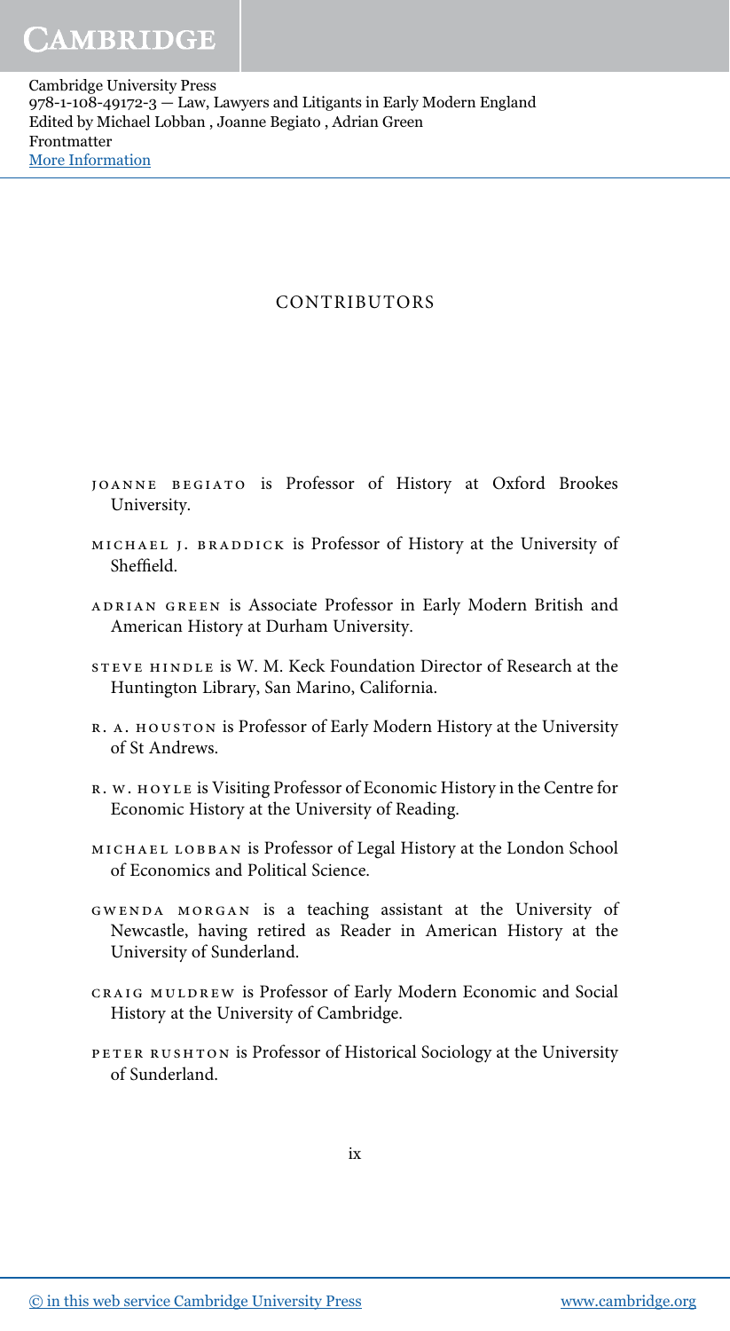# CONTRIBUTORS

JOANNE BEGIATO is Professor of History at Oxford Brookes University.

MICHAEL J. BRADDICK is Professor of History at the University of Sheffield.

ADRIAN GREEN is Associate Professor in Early Modern British and American History at Durham University.

STEVE HINDLE is W. M. Keck Foundation Director of Research at the Huntington Library, San Marino, California.

R. A. HOUSTON is Professor of Early Modern History at the University of St Andrews.

R. W. HOYLE is Visiting Professor of Economic History in the Centre for Economic History at the University of Reading.

MICHAEL LOBBAN is Professor of Legal History at the London School of Economics and Political Science.

GWENDA MORGAN is a teaching assistant at the University of Newcastle, having retired as Reader in American History at the University of Sunderland.

CRAIG MULDREW is Professor of Early Modern Economic and Social History at the University of Cambridge.

PETER RUSHTON is Professor of Historical Sociology at the University of Sunderland.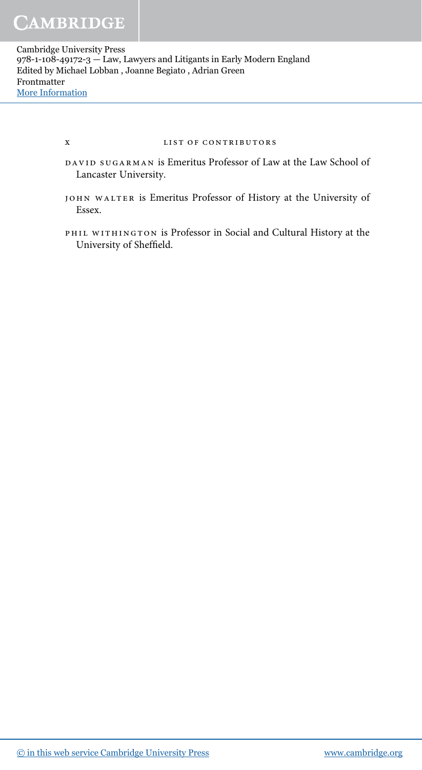David Sugarman is Emeritus Professor of Law at the Law School of Lancaster University.

John Walter is Emeritus Professor of History at the University of Essex.

Phil Withington is Professor in Social and Cultural History at the University of Sheffield.